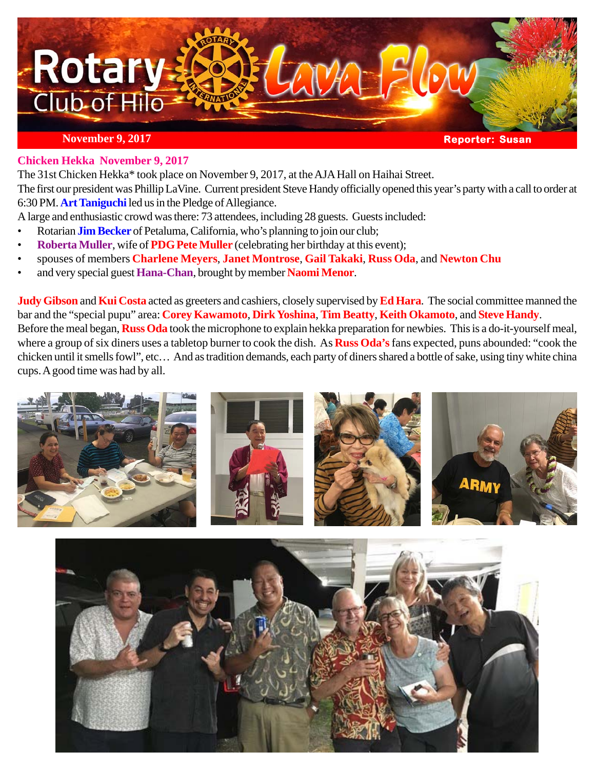# Rotary Club of Hilo Lava Flow

**November 9, 2017** — **Reporter: Susan**

## Chicken Hekka November 9, 2017

The 31st Chicken Hekka* took place on November 9, 2017, at the AJA Hall on Haihai Street.

The first our president was Phillip LaVine. Current president Steve Handy officially opened this year's party with a call to order at 6:30 PM. **Art Taniguchi** led us in the Pledge of Allegiance.

A large and enthusiastic crowd was there: 73 attendees, including 28 guests. Guests included:

- Rotarian **Jim Becker** of Petaluma, California, who's planning to join our club;
- **Roberta Muller**, wife of **PDG Pete Muller** (celebrating her birthday at this event);
- spouses of members **Charlene Meyers**, **Janet Montrose**, **Gail Takaki**, **Russ Oda**, and **Newton Chu**
- and very special guest **Hana-Chan**, brought by member **Naomi Menor**.

**Judy Gibson** and **Kui Costa** acted as greeters and cashiers, closely supervised by **Ed Hara**. The social committee manned the bar and the "special pupu" area: **Corey Kawamoto**, **Dirk Yoshina**, **Tim Beatty**, **Keith Okamoto**, and **Steve Handy**.

Before the meal began, **Russ Oda** took the microphone to explain hekka preparation for newbies. This is a do-it-yourself meal, where a group of six diners uses a tabletop burner to cook the dish. As **Russ Oda's** fans expected, puns abounded: "cook the chicken until it smells fowl", etc… And as tradition demands, each party of diners shared a bottle of sake, using tiny white china cups. A good time was had by all.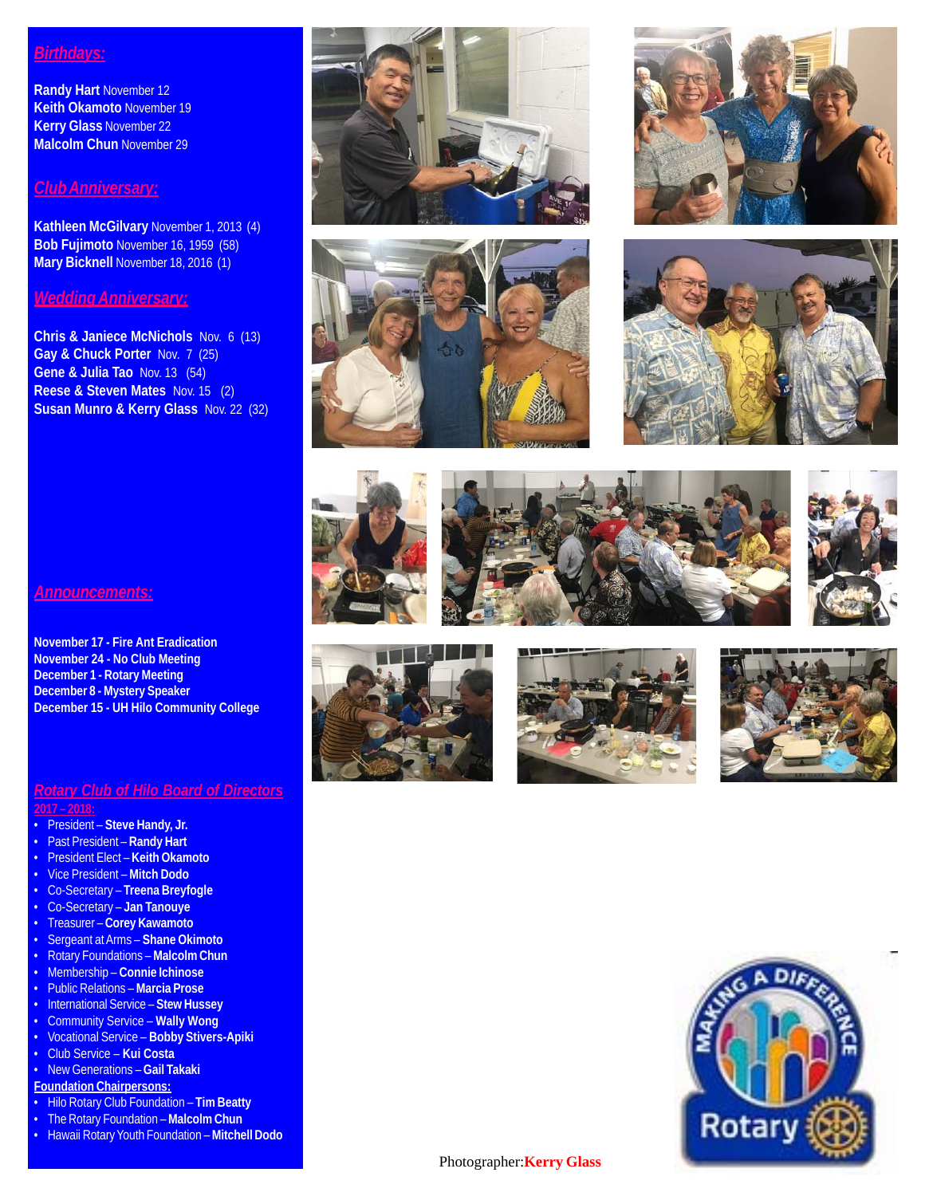## Birthdays:

**Randy Hart** November 12
**Keith Okamoto** November 19
**Kerry Glass** November 22
**Malcolm Chun** November 29

## Club Anniversary:

**Kathleen McGilvary** November 1, 2013 (4)
**Bob Fujimoto** November 16, 1959 (58)
**Mary Bicknell** November 18, 2016 (1)

## Wedding Anniversary:

**Chris & Janiece McNichols** Nov. 6 (13)
**Gay & Chuck Porter** Nov. 7 (25)
**Gene & Julia Tao** Nov. 13 (54)
**Reese & Steven Mates** Nov. 15 (2)
**Susan Munro & Kerry Glass** Nov. 22 (32)

## Announcements:

**November 17 - Fire Ant Eradication**
**November 24 - No Club Meeting**
**December 1 - Rotary Meeting**
**December 8 - Mystery Speaker**
**December 15 - UH Hilo Community College**

## Rotary Club of Hilo Board of Directors

**2017 – 2018:**

- President – **Steve Handy, Jr.**
- Past President – **Randy Hart**
- President Elect – **Keith Okamoto**
- Vice President – **Mitch Dodo**
- Co-Secretary – **Treena Breyfogle**
- Co-Secretary – **Jan Tanouye**
- Treasurer – **Corey Kawamoto**
- Sergeant at Arms – **Shane Okimoto**
- Rotary Foundations – **Malcolm Chun**
- Membership – **Connie Ichinose**
- Public Relations – **Marcia Prose**
- International Service – **Stew Hussey**
- Community Service – **Wally Wong**
- Vocational Service – **Bobby Stivers-Apiki**
- Club Service – **Kui Costa**
- New Generations – **Gail Takaki**

**Foundation Chairpersons:**

- Hilo Rotary Club Foundation – **Tim Beatty**
- The Rotary Foundation – **Malcolm Chun**
- Hawaii Rotary Youth Foundation – **Mitchell Dodo**

Photographer: **Kerry Glass**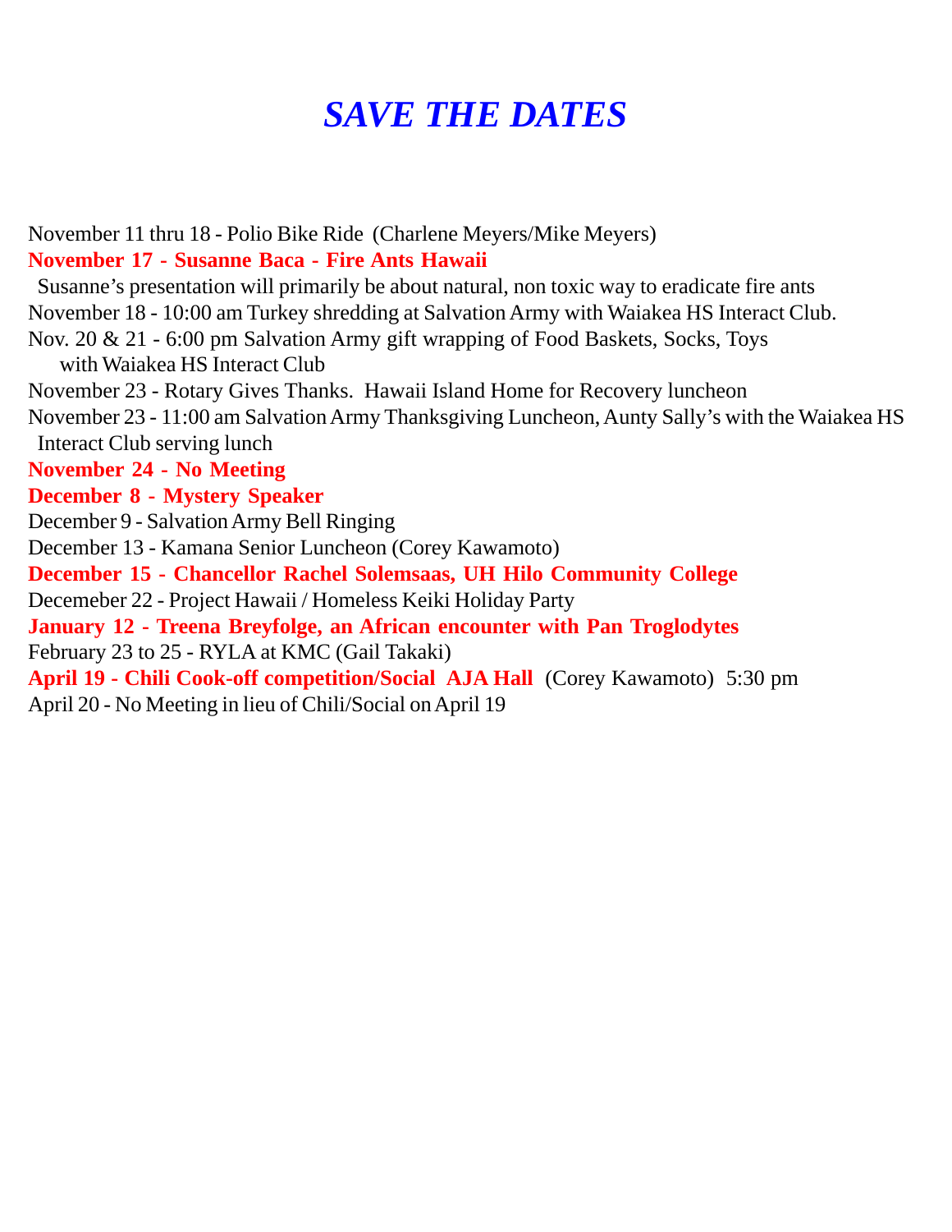# *SAVE THE DATES*

November 11 thru 18 - Polio Bike Ride (Charlene Meyers/Mike Meyers)

**November 17 - Susanne Baca - Fire Ants Hawaii**

Susanne's presentation will primarily be about natural, non toxic way to eradicate fire ants

November 18 - 10:00 am Turkey shredding at Salvation Army with Waiakea HS Interact Club.

Nov. 20 & 21 - 6:00 pm Salvation Army gift wrapping of Food Baskets, Socks, Toys with Waiakea HS Interact Club

November 23 - Rotary Gives Thanks. Hawaii Island Home for Recovery luncheon

November 23 - 11:00 am Salvation Army Thanksgiving Luncheon, Aunty Sally's with the Waiakea HS Interact Club serving lunch

**November 24 - No Meeting**

**December 8 - Mystery Speaker**

December 9 - Salvation Army Bell Ringing

December 13 - Kamana Senior Luncheon (Corey Kawamoto)

**December 15 - Chancellor Rachel Solemsaas, UH Hilo Community College**

Decemeber 22 - Project Hawaii / Homeless Keiki Holiday Party

**January 12 - Treena Breyfolge, an African encounter with Pan Troglodytes**

February 23 to 25 - RYLA at KMC (Gail Takaki)

**April 19 - Chili Cook-off competition/Social AJA Hall** (Corey Kawamoto) 5:30 pm

April 20 - No Meeting in lieu of Chili/Social on April 19